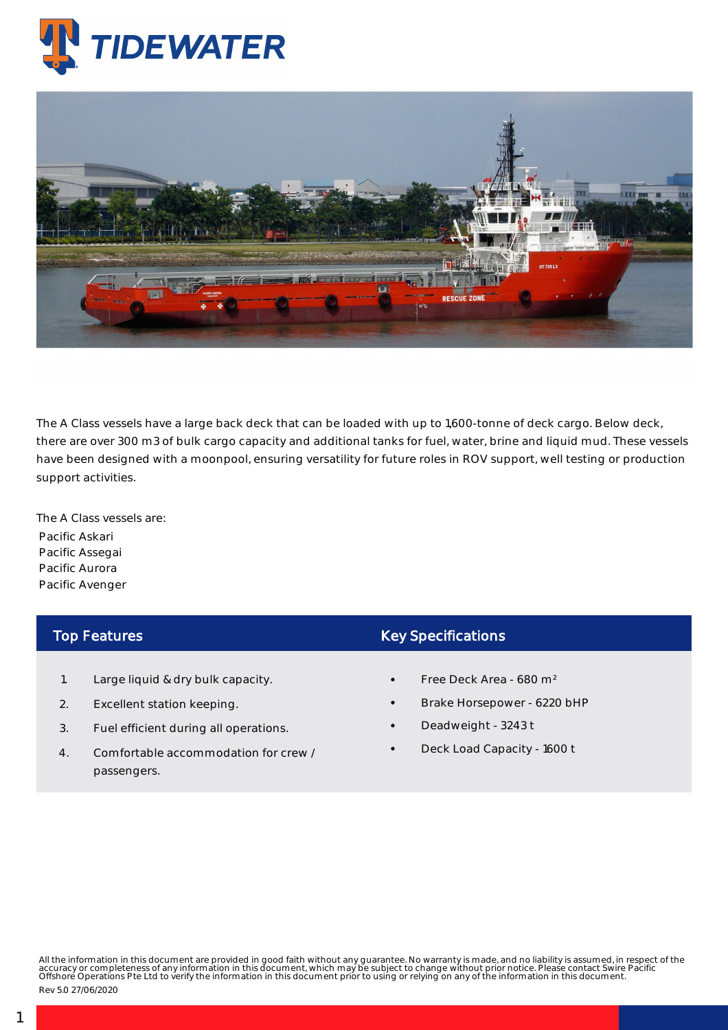# TIDEWATER

The A Class vessels have a large back deck that can be loaded with up to 1,600-tonne of deck cargo. Below deck, there are over 300 m3 of bulk cargo capacity and additional tanks for fuel, water, brine and liquid mud. These vessels have been designed with a moonpool, ensuring versatility for future roles in ROV support, well testing or production support activities.

The A Class vessels are:

- Pacific Askari
- Pacific Assegai
- Pacific Aurora
- Pacific Avenger

## Top Features

1. Large liquid & dry bulk capacity.
2. Excellent station keeping.
3. Fuel efficient during all operations.
4. Comfortable accommodation for crew / passengers.

## Key Specifications

- Free Deck Area - 680 m²
- Brake Horsepower - 6220 bHP
- Deadweight - 3243 t
- Deck Load Capacity - 1600 t

All the information in this document are provided in good faith without any guarantee. No warranty is made, and no liability is assumed, in respect of the accuracy or completeness of any information in this document, which may be subject to change without prior notice. Please contact Swire Pacific Offshore Operations Pte Ltd to verify the information in this document prior to using or relying on any of the information in this document.

Rev 5.0 27/06/2020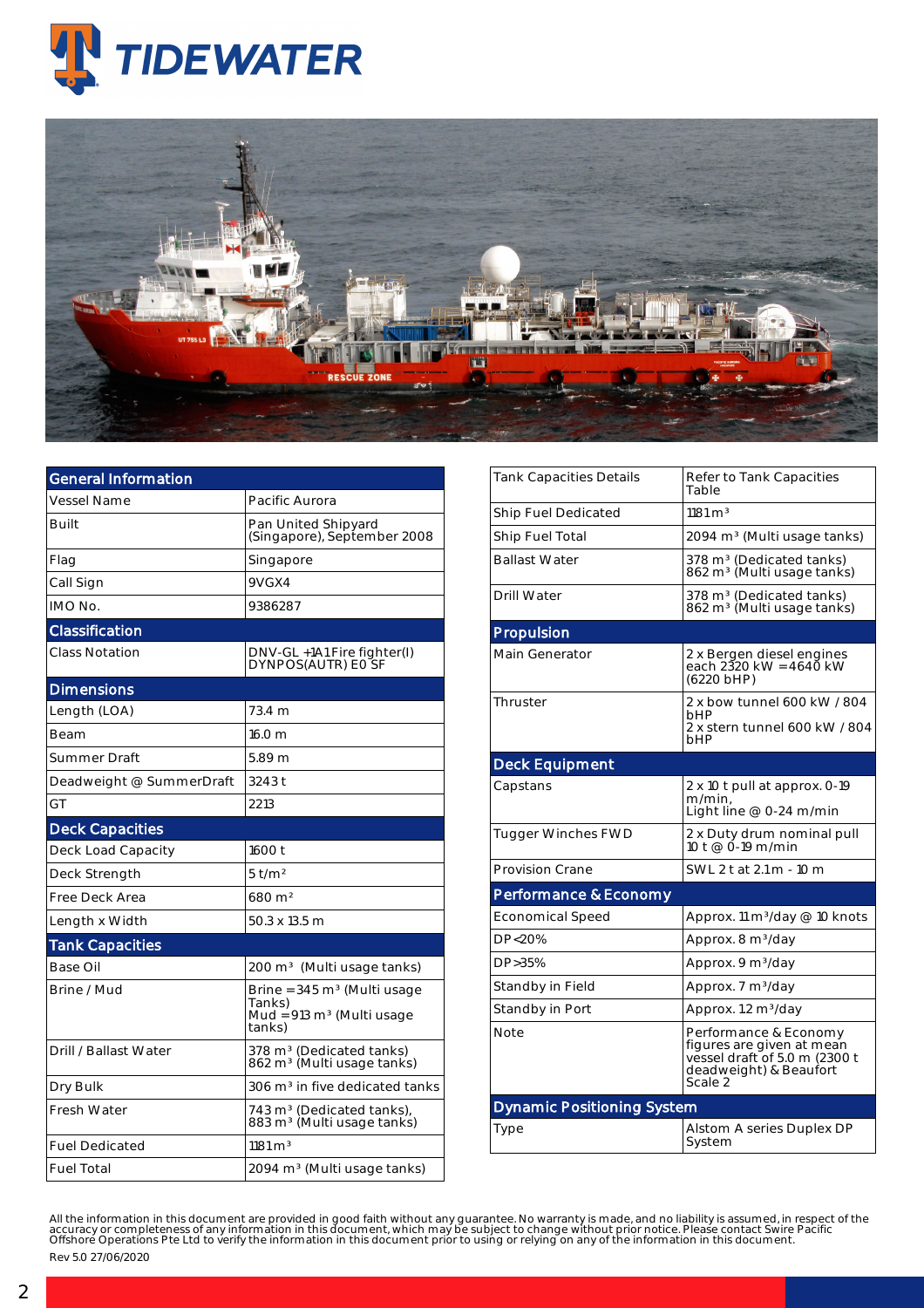## General Information

| General Information | |
|---|---|
| Vessel Name | Pacific Aurora |
| Built | Pan United Shipyard (Singapore), September 2008 |
| Flag | Singapore |
| Call Sign | 9VGX4 |
| IMO No. | 9386287 |

## Classification

| Classification | |
|---|---|
| Class Notation | DNV-GL +1A1 Fire fighter(I) DYNPOS(AUTR) E0 SF |

## Dimensions

| Dimensions | |
|---|---|
| Length (LOA) | 73.4 m |
| Beam | 16.0 m |
| Summer Draft | 5.89 m |
| Deadweight @ SummerDraft | 3243 t |
| GT | 2213 |

## Deck Capacities

| Deck Capacities | |
|---|---|
| Deck Load Capacity | 1600 t |
| Deck Strength | 5 t/m² |
| Free Deck Area | 680 m² |
| Length x Width | 50.3 x 13.5 m |

## Tank Capacities

| Tank Capacities | |
|---|---|
| Base Oil | 200 m³ (Multi usage tanks) |
| Brine / Mud | Brine = 345 m³ (Multi usage Tanks) Mud = 913 m³ (Multi usage tanks) |
| Drill / Ballast Water | 378 m³ (Dedicated tanks) 862 m³ (Multi usage tanks) |
| Dry Bulk | 306 m³ in five dedicated tanks |
| Fresh Water | 743 m³ (Dedicated tanks), 883 m³ (Multi usage tanks) |
| Fuel Dedicated | 1181 m³ |
| Fuel Total | 2094 m³ (Multi usage tanks) |
| Tank Capacities Details | Refer to Tank Capacities Table |
| Ship Fuel Dedicated | 1181 m³ |
| Ship Fuel Total | 2094 m³ (Multi usage tanks) |
| Ballast Water | 378 m³ (Dedicated tanks) 862 m³ (Multi usage tanks) |
| Drill Water | 378 m³ (Dedicated tanks) 862 m³ (Multi usage tanks) |

## Propulsion

| Propulsion | |
|---|---|
| Main Generator | 2 x Bergen diesel engines each 2320 kW = 4640 kW (6220 bHP) |
| Thruster | 2 x bow tunnel 600 kW / 804 bHP<br>2 x stern tunnel 600 kW / 804 bHP |

## Deck Equipment

| Deck Equipment | |
|---|---|
| Capstans | 2 x 10 t pull at approx. 0-19 m/min, Light line @ 0-24 m/min |
| Tugger Winches FWD | 2 x Duty drum nominal pull 10 t @ 0-19 m/min |
| Provision Crane | SWL 2 t at 2.1 m - 10 m |

## Performance & Economy

| Performance & Economy | |
|---|---|
| Economical Speed | Approx. 11 m³/day @ 10 knots |
| DP<20% | Approx. 8 m³/day |
| DP>35% | Approx. 9 m³/day |
| Standby in Field | Approx. 7 m³/day |
| Standby in Port | Approx. 1.2 m³/day |
| Note | Performance & Economy figures are given at mean vessel draft of 5.0 m (2300 t deadweight) & Beaufort Scale 2 |

## Dynamic Positioning System

| Dynamic Positioning System | |
|---|---|
| Type | Alstom A series Duplex DP System |

All the information in this document are provided in good faith without any guarantee. No warranty is made, and no liability is assumed, in respect of the accuracy or completeness of any information in this document, which may be subject to change without prior notice. Please contact Swire Pacific Offshore Operations Pte Ltd to verify the information in this document prior to using or relying on any of the information in this document.

Rev 5.0 27/06/2020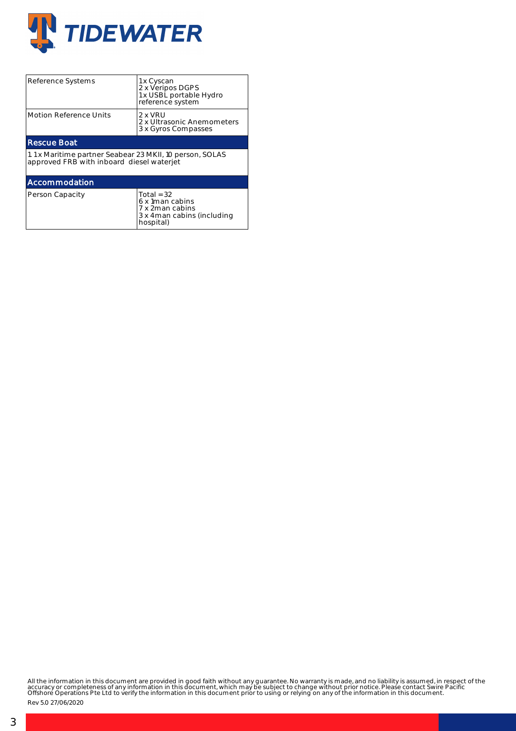| Reference Systems | 1x Cyscan<br>2 x Veripos DGPS<br>1x USBL portable Hydro reference system |
| --- | --- |
| Motion Reference Units | 2 x VRU<br>2 x Ultrasonic Anemometers<br>3 x Gyros Compasses |

## Rescue Boat

1. 1x Maritime partner Seabear 23 MKII, 10 person, SOLAS approved FRB with inboard diesel waterjet

## Accommodation

| Person Capacity | Total = 32<br>6 x 1man cabins<br>7 x 2man cabins<br>3 x 4man cabins (including hospital) |
| --- | --- |

All the information in this document are provided in good faith without any guarantee. No warranty is made, and no liability is assumed, in respect of the accuracy or completeness of any information in this document, which may be subject to change without prior notice. Please contact Swire Pacific Offshore Operations Pte Ltd to verify the information in this document prior to using or relying on any of the information in this document.

Rev 5.0 27/06/2020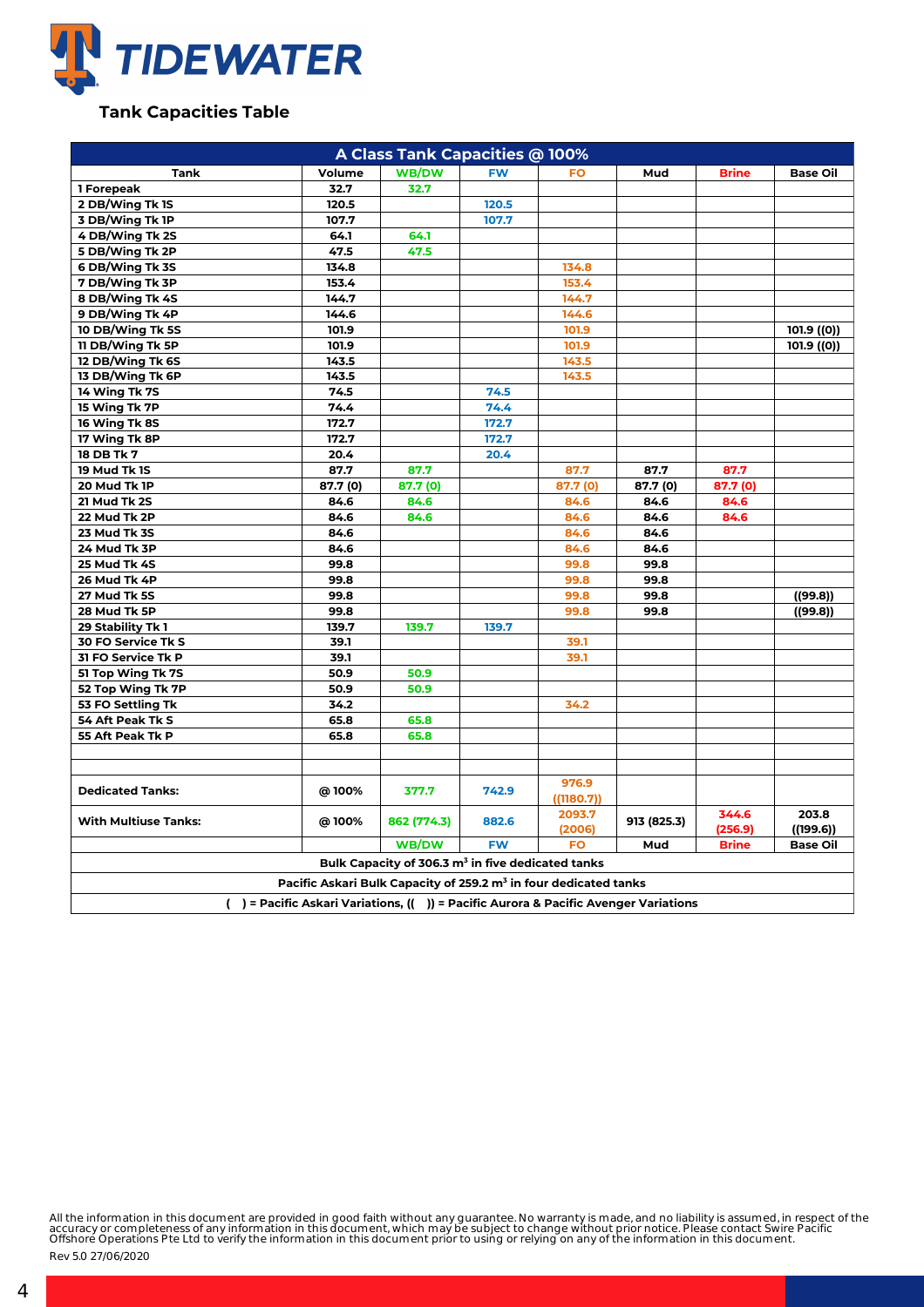# TIDEWATER

## Tank Capacities Table

| A Class Tank Capacities @ 100% | | | | | | | |
|---|---|---|---|---|---|---|---|
| **Tank** | **Volume** | **WB/DW** | **FW** | **FO** | **Mud** | **Brine** | **Base Oil** |
| 1 Forepeak | 32.7 | 32.7 | | | | | |
| 2 DB/Wing Tk 1S | 120.5 | | 120.5 | | | | |
| 3 DB/Wing Tk 1P | 107.7 | | 107.7 | | | | |
| 4 DB/Wing Tk 2S | 64.1 | 64.1 | | | | | |
| 5 DB/Wing Tk 2P | 47.5 | 47.5 | | | | | |
| 6 DB/Wing Tk 3S | 134.8 | | | 134.8 | | | |
| 7 DB/Wing Tk 3P | 153.4 | | | 153.4 | | | |
| 8 DB/Wing Tk 4S | 144.7 | | | 144.7 | | | |
| 9 DB/Wing Tk 4P | 144.6 | | | 144.6 | | | |
| 10 DB/Wing Tk 5S | 101.9 | | | 101.9 | | | 101.9 ((0)) |
| 11 DB/Wing Tk 5P | 101.9 | | | 101.9 | | | 101.9 ((0)) |
| 12 DB/Wing Tk 6S | 143.5 | | | 143.5 | | | |
| 13 DB/Wing Tk 6P | 143.5 | | | 143.5 | | | |
| 14 Wing Tk 7S | 74.5 | | 74.5 | | | | |
| 15 Wing Tk 7P | 74.4 | | 74.4 | | | | |
| 16 Wing Tk 8S | 172.7 | | 172.7 | | | | |
| 17 Wing Tk 8P | 172.7 | | 172.7 | | | | |
| 18 DB Tk 7 | 20.4 | | 20.4 | | | | |
| 19 Mud Tk 1S | 87.7 | 87.7 | | 87.7 | 87.7 | 87.7 | |
| 20 Mud Tk 1P | 87.7 (0) | 87.7 (0) | | 87.7 (0) | 87.7 (0) | 87.7 (0) | |
| 21 Mud Tk 2S | 84.6 | 84.6 | | 84.6 | 84.6 | 84.6 | |
| 22 Mud Tk 2P | 84.6 | 84.6 | | 84.6 | 84.6 | 84.6 | |
| 23 Mud Tk 3S | 84.6 | | | 84.6 | 84.6 | | |
| 24 Mud Tk 3P | 84.6 | | | 84.6 | 84.6 | | |
| 25 Mud Tk 4S | 99.8 | | | 99.8 | 99.8 | | |
| 26 Mud Tk 4P | 99.8 | | | 99.8 | 99.8 | | |
| 27 Mud Tk 5S | 99.8 | | | 99.8 | 99.8 | | ((99.8)) |
| 28 Mud Tk 5P | 99.8 | | | 99.8 | 99.8 | | ((99.8)) |
| 29 Stability Tk 1 | 139.7 | 139.7 | 139.7 | | | | |
| 30 FO Service Tk S | 39.1 | | | 39.1 | | | |
| 31 FO Service Tk P | 39.1 | | | 39.1 | | | |
| 51 Top Wing Tk 7S | 50.9 | 50.9 | | | | | |
| 52 Top Wing Tk 7P | 50.9 | 50.9 | | | | | |
| 53 FO Settling Tk | 34.2 | | | 34.2 | | | |
| 54 Aft Peak Tk S | 65.8 | 65.8 | | | | | |
| 55 Aft Peak Tk P | 65.8 | 65.8 | | | | | |
| | | | | | | | |
| | | | | | | | |
| **Dedicated Tanks:** | @ 100% | 377.7 | 742.9 | 976.9 ((1180.7)) | | | |
| **With Multiuse Tanks:** | @ 100% | 862 (774.3) | 882.6 | 2093.7 (2006) | 913 (825.3) | 344.6 (256.9) | 203.8 ((199.6)) |
| | | **WB/DW** | **FW** | **FO** | **Mud** | **Brine** | **Base Oil** |
| **Bulk Capacity of 306.3 m³ in five dedicated tanks** | | | | | | | |
| **Pacific Askari Bulk Capacity of 259.2 m³ in four dedicated tanks** | | | | | | | |
| **( ) = Pacific Askari Variations, (( )) = Pacific Aurora & Pacific Avenger Variations** | | | | | | | |

All the information in this document are provided in good faith without any guarantee. No warranty is made, and no liability is assumed, in respect of the accuracy or completeness of any information in this document, which may be subject to change without prior notice. Please contact Swire Pacific Offshore Operations Pte Ltd to verify the information in this document prior to using or relying on any of the information in this document.

Rev 5.0 27/06/2020